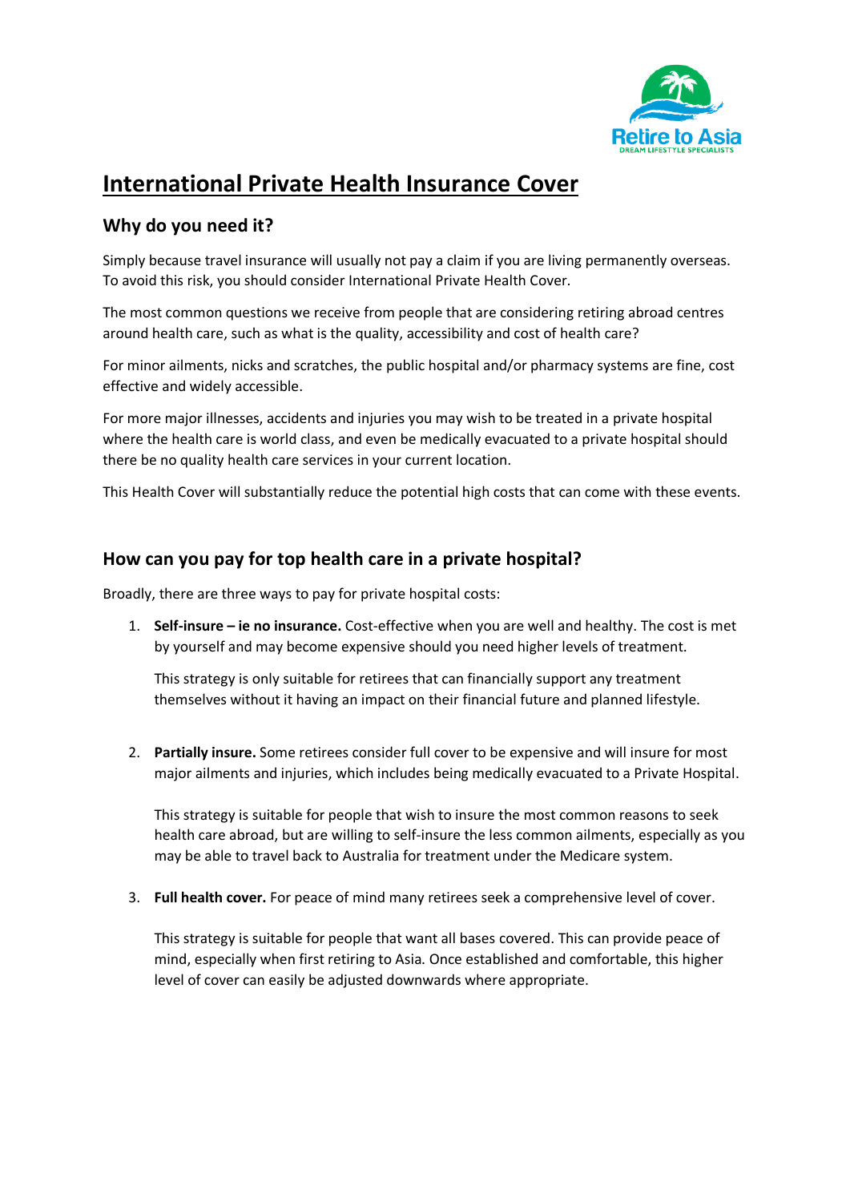# International Private Health Insurance Cover

## Why do you need it?

Simply because travel insurance will usually not pay a claim if you are living permanently overseas. To avoid this risk, you should consider International Private Health Cover.

The most common questions we receive from people that are considering retiring abroad centres around health care, such as what is the quality, accessibility and cost of health care?

For minor ailments, nicks and scratches, the public hospital and/or pharmacy systems are fine, cost effective and widely accessible.

For more major illnesses, accidents and injuries you may wish to be treated in a private hospital where the health care is world class, and even be medically evacuated to a private hospital should there be no quality health care services in your current location.

This Health Cover will substantially reduce the potential high costs that can come with these events.

## How can you pay for top health care in a private hospital?

Broadly, there are three ways to pay for private hospital costs:

1. **Self-insure – ie no insurance.** Cost-effective when you are well and healthy. The cost is met by yourself and may become expensive should you need higher levels of treatment.

   This strategy is only suitable for retirees that can financially support any treatment themselves without it having an impact on their financial future and planned lifestyle.

2. **Partially insure.** Some retirees consider full cover to be expensive and will insure for most major ailments and injuries, which includes being medically evacuated to a Private Hospital.

   This strategy is suitable for people that wish to insure the most common reasons to seek health care abroad, but are willing to self-insure the less common ailments, especially as you may be able to travel back to Australia for treatment under the Medicare system.

3. **Full health cover.** For peace of mind many retirees seek a comprehensive level of cover.

   This strategy is suitable for people that want all bases covered. This can provide peace of mind, especially when first retiring to Asia. Once established and comfortable, this higher level of cover can easily be adjusted downwards where appropriate.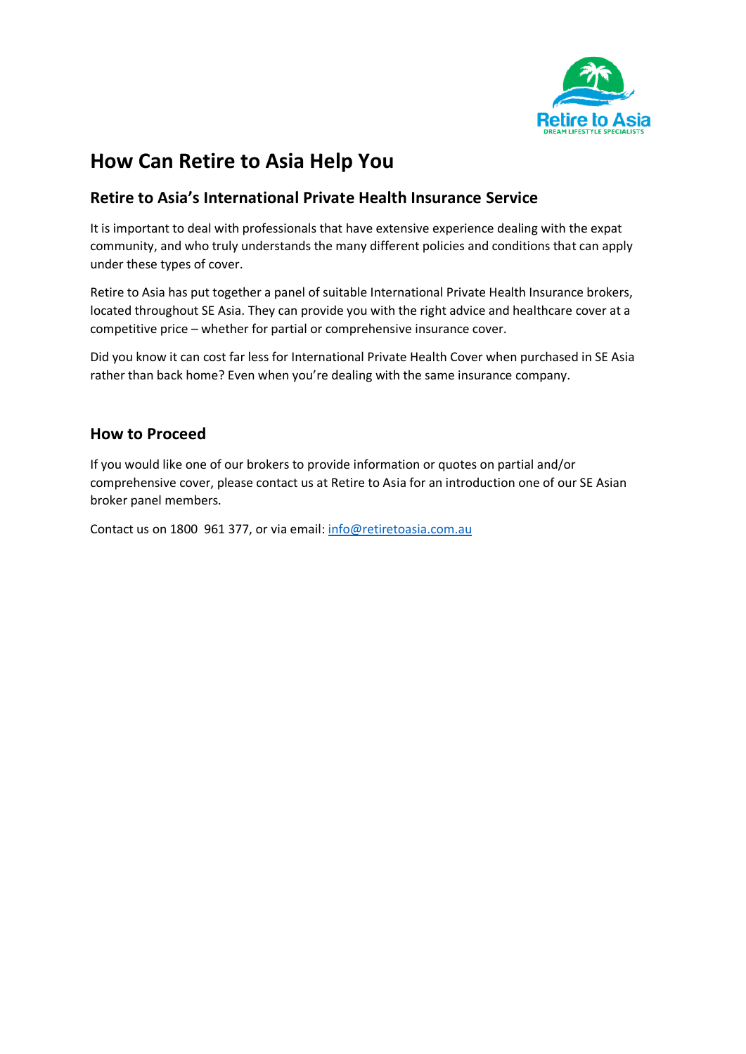# How Can Retire to Asia Help You

## Retire to Asia's International Private Health Insurance Service

It is important to deal with professionals that have extensive experience dealing with the expat community, and who truly understands the many different policies and conditions that can apply under these types of cover.

Retire to Asia has put together a panel of suitable International Private Health Insurance brokers, located throughout SE Asia. They can provide you with the right advice and healthcare cover at a competitive price – whether for partial or comprehensive insurance cover.

Did you know it can cost far less for International Private Health Cover when purchased in SE Asia rather than back home? Even when you're dealing with the same insurance company.

## How to Proceed

If you would like one of our brokers to provide information or quotes on partial and/or comprehensive cover, please contact us at Retire to Asia for an introduction one of our SE Asian broker panel members.

Contact us on 1800 961 377, or via email: info@retiretoasia.com.au